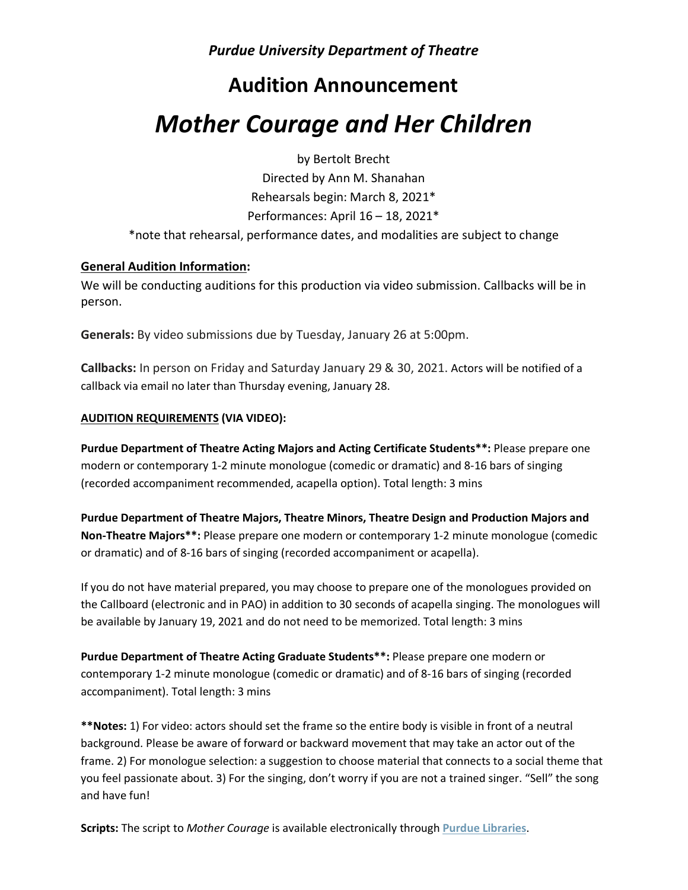*Purdue University Department of Theatre*

## Audition Announcement

# *Mother Courage and Her Children*

by Bertolt Brecht
Directed by Ann M. Shanahan
Rehearsals begin: March 8, 2021*
Performances: April 16 – 18, 2021*
*note that rehearsal, performance dates, and modalities are subject to change

**General Audition Information:**

We will be conducting auditions for this production via video submission. Callbacks will be in person.

**Generals:** By video submissions due by Tuesday, January 26 at 5:00pm.

**Callbacks:** In person on Friday and Saturday January 29 & 30, 2021. Actors will be notified of a callback via email no later than Thursday evening, January 28.

**AUDITION REQUIREMENTS (VIA VIDEO):**

**Purdue Department of Theatre Acting Majors and Acting Certificate Students**:** Please prepare one modern or contemporary 1-2 minute monologue (comedic or dramatic) and 8-16 bars of singing (recorded accompaniment recommended, acapella option). Total length: 3 mins

**Purdue Department of Theatre Majors, Theatre Minors, Theatre Design and Production Majors and Non-Theatre Majors**:** Please prepare one modern or contemporary 1-2 minute monologue (comedic or dramatic) and of 8-16 bars of singing (recorded accompaniment or acapella).

If you do not have material prepared, you may choose to prepare one of the monologues provided on the Callboard (electronic and in PAO) in addition to 30 seconds of acapella singing. The monologues will be available by January 19, 2021 and do not need to be memorized. Total length: 3 mins

**Purdue Department of Theatre Acting Graduate Students**:** Please prepare one modern or contemporary 1-2 minute monologue (comedic or dramatic) and of 8-16 bars of singing (recorded accompaniment). Total length: 3 mins

****Notes:** 1) For video: actors should set the frame so the entire body is visible in front of a neutral background. Please be aware of forward or backward movement that may take an actor out of the frame. 2) For monologue selection: a suggestion to choose material that connects to a social theme that you feel passionate about. 3) For the singing, don't worry if you are not a trained singer. "Sell" the song and have fun!

**Scripts:** The script to *Mother Courage* is available electronically through **Purdue Libraries**.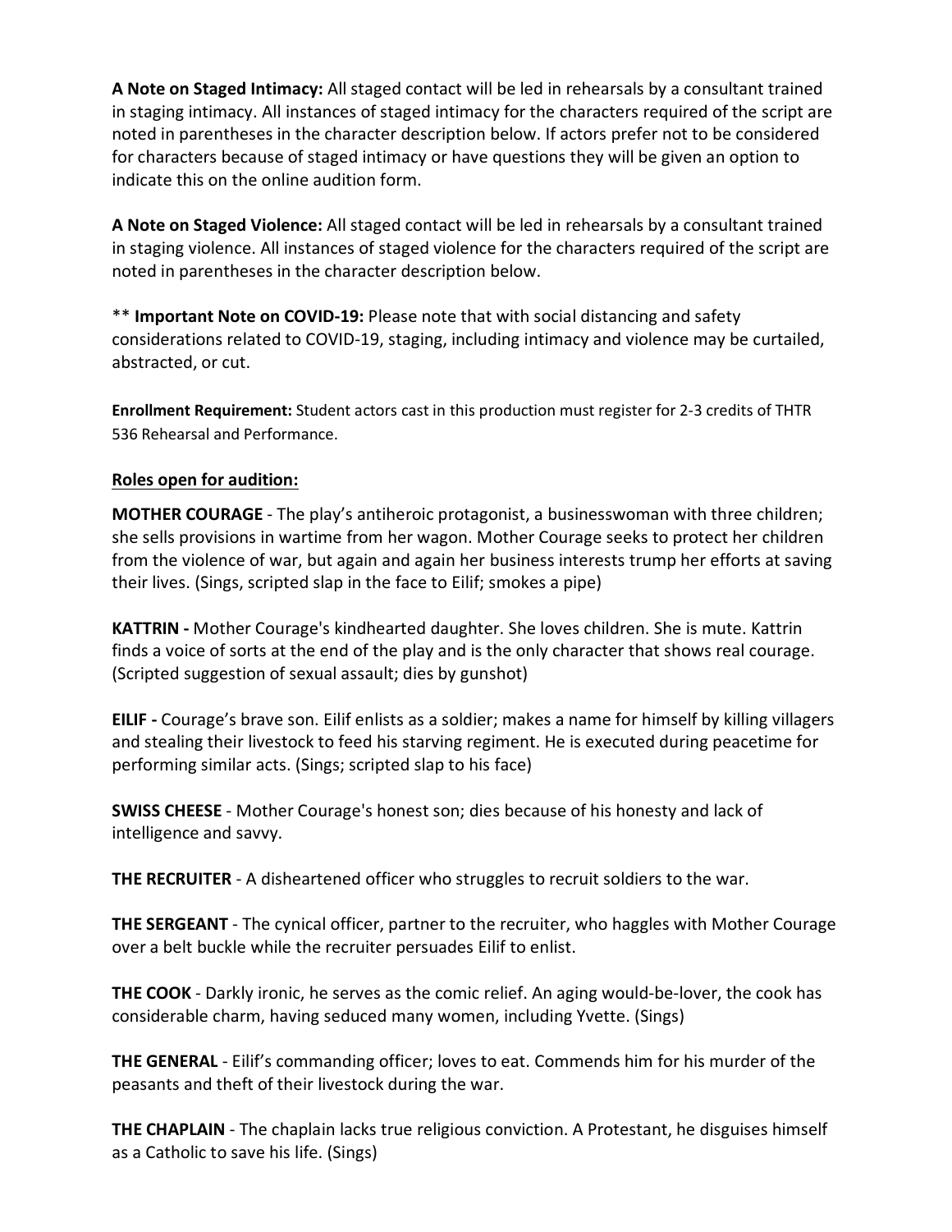**A Note on Staged Intimacy:** All staged contact will be led in rehearsals by a consultant trained in staging intimacy. All instances of staged intimacy for the characters required of the script are noted in parentheses in the character description below. If actors prefer not to be considered for characters because of staged intimacy or have questions they will be given an option to indicate this on the online audition form.

**A Note on Staged Violence:** All staged contact will be led in rehearsals by a consultant trained in staging violence. All instances of staged violence for the characters required of the script are noted in parentheses in the character description below.

** **Important Note on COVID-19:** Please note that with social distancing and safety considerations related to COVID-19, staging, including intimacy and violence may be curtailed, abstracted, or cut.

**Enrollment Requirement:** Student actors cast in this production must register for 2-3 credits of THTR 536 Rehearsal and Performance.

**Roles open for audition:**

**MOTHER COURAGE** - The play's antiheroic protagonist, a businesswoman with three children; she sells provisions in wartime from her wagon. Mother Courage seeks to protect her children from the violence of war, but again and again her business interests trump her efforts at saving their lives. (Sings, scripted slap in the face to Eilif; smokes a pipe)

**KATTRIN -** Mother Courage's kindhearted daughter. She loves children. She is mute. Kattrin finds a voice of sorts at the end of the play and is the only character that shows real courage. (Scripted suggestion of sexual assault; dies by gunshot)

**EILIF -** Courage's brave son. Eilif enlists as a soldier; makes a name for himself by killing villagers and stealing their livestock to feed his starving regiment. He is executed during peacetime for performing similar acts. (Sings; scripted slap to his face)

**SWISS CHEESE** - Mother Courage's honest son; dies because of his honesty and lack of intelligence and savvy.

**THE RECRUITER** - A disheartened officer who struggles to recruit soldiers to the war.

**THE SERGEANT** - The cynical officer, partner to the recruiter, who haggles with Mother Courage over a belt buckle while the recruiter persuades Eilif to enlist.

**THE COOK** - Darkly ironic, he serves as the comic relief. An aging would-be-lover, the cook has considerable charm, having seduced many women, including Yvette. (Sings)

**THE GENERAL** - Eilif's commanding officer; loves to eat. Commends him for his murder of the peasants and theft of their livestock during the war.

**THE CHAPLAIN** - The chaplain lacks true religious conviction. A Protestant, he disguises himself as a Catholic to save his life. (Sings)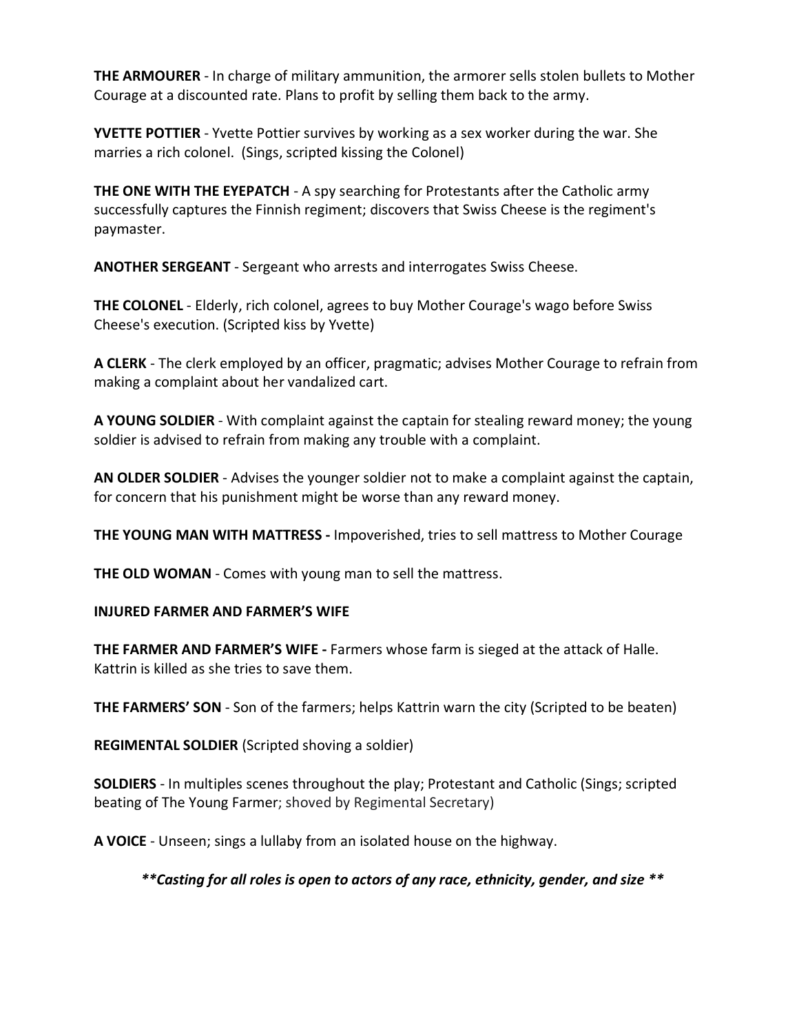**THE ARMOURER** - In charge of military ammunition, the armorer sells stolen bullets to Mother Courage at a discounted rate. Plans to profit by selling them back to the army.

**YVETTE POTTIER** - Yvette Pottier survives by working as a sex worker during the war. She marries a rich colonel. (Sings, scripted kissing the Colonel)

**THE ONE WITH THE EYEPATCH** - A spy searching for Protestants after the Catholic army successfully captures the Finnish regiment; discovers that Swiss Cheese is the regiment's paymaster.

**ANOTHER SERGEANT** - Sergeant who arrests and interrogates Swiss Cheese.

**THE COLONEL** - Elderly, rich colonel, agrees to buy Mother Courage's wago before Swiss Cheese's execution. (Scripted kiss by Yvette)

**A CLERK** - The clerk employed by an officer, pragmatic; advises Mother Courage to refrain from making a complaint about her vandalized cart.

**A YOUNG SOLDIER** - With complaint against the captain for stealing reward money; the young soldier is advised to refrain from making any trouble with a complaint.

**AN OLDER SOLDIER** - Advises the younger soldier not to make a complaint against the captain, for concern that his punishment might be worse than any reward money.

**THE YOUNG MAN WITH MATTRESS -** Impoverished, tries to sell mattress to Mother Courage

**THE OLD WOMAN** - Comes with young man to sell the mattress.

**INJURED FARMER AND FARMER'S WIFE**

**THE FARMER AND FARMER'S WIFE -** Farmers whose farm is sieged at the attack of Halle. Kattrin is killed as she tries to save them.

**THE FARMERS' SON** - Son of the farmers; helps Kattrin warn the city (Scripted to be beaten)

**REGIMENTAL SOLDIER** (Scripted shoving a soldier)

**SOLDIERS** - In multiples scenes throughout the play; Protestant and Catholic (Sings; scripted beating of The Young Farmer; shoved by Regimental Secretary)

**A VOICE** - Unseen; sings a lullaby from an isolated house on the highway.

***\*\*Casting for all roles is open to actors of any race, ethnicity, gender, and size \*\****